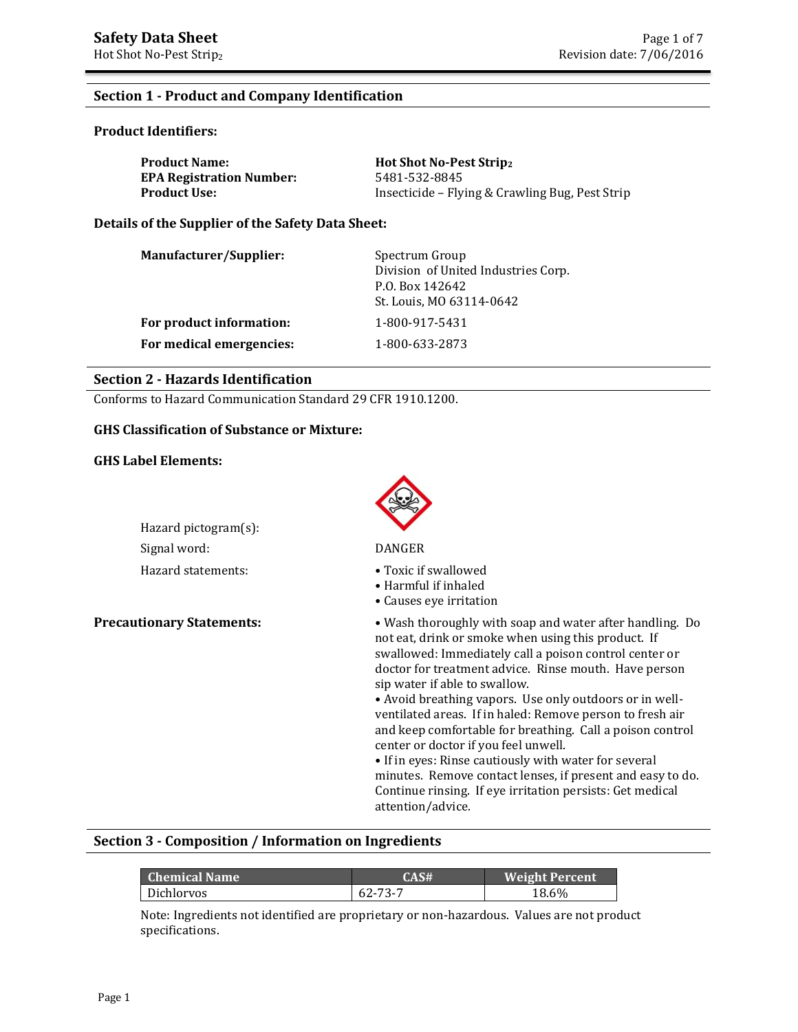# Safety Data Sheet

Hot Shot No-Pest Strip$_2$

Revision date: 7/06/2016

## Section 1 - Product and Company Identification

**Product Identifiers:**

| | |
|---|---|
| **Product Name:** | **Hot Shot No-Pest Strip$_2$** |
| **EPA Registration Number:** | 5481-532-8845 |
| **Product Use:** | Insecticide – Flying & Crawling Bug, Pest Strip |

**Details of the Supplier of the Safety Data Sheet:**

| | |
|---|---|
| **Manufacturer/Supplier:** | Spectrum Group<br>Division of United Industries Corp.<br>P.O. Box 142642<br>St. Louis, MO 63114-0642 |
| **For product information:** | 1-800-917-5431 |
| **For medical emergencies:** | 1-800-633-2873 |

## Section 2 - Hazards Identification

Conforms to Hazard Communication Standard 29 CFR 1910.1200.

**GHS Classification of Substance or Mixture:**

**GHS Label Elements:**

Hazard pictogram(s):

Signal word: DANGER

Hazard statements:
- Toxic if swallowed
- Harmful if inhaled
- Causes eye irritation

**Precautionary Statements:**

- Wash thoroughly with soap and water after handling. Do not eat, drink or smoke when using this product. If swallowed: Immediately call a poison control center or doctor for treatment advice. Rinse mouth. Have person sip water if able to swallow.
- Avoid breathing vapors. Use only outdoors or in well-ventilated areas. If in haled: Remove person to fresh air and keep comfortable for breathing. Call a poison control center or doctor if you feel unwell.
- If in eyes: Rinse cautiously with water for several minutes. Remove contact lenses, if present and easy to do. Continue rinsing. If eye irritation persists: Get medical attention/advice.

## Section 3 - Composition / Information on Ingredients

| Chemical Name | CAS# | Weight Percent |
|---|---|---|
| Dichlorvos | 62-73-7 | 18.6% |

Note: Ingredients not identified are proprietary or non-hazardous. Values are not product specifications.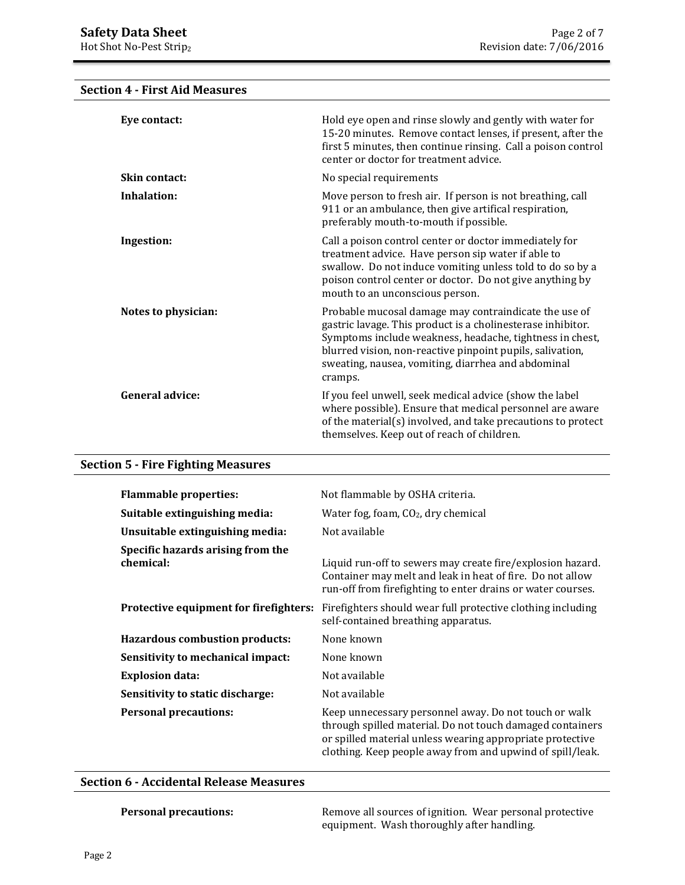## Section 4 - First Aid Measures

| | |
|---|---|
| **Eye contact:** | Hold eye open and rinse slowly and gently with water for 15-20 minutes. Remove contact lenses, if present, after the first 5 minutes, then continue rinsing. Call a poison control center or doctor for treatment advice. |
| **Skin contact:** | No special requirements |
| **Inhalation:** | Move person to fresh air. If person is not breathing, call 911 or an ambulance, then give artifical respiration, preferably mouth-to-mouth if possible. |
| **Ingestion:** | Call a poison control center or doctor immediately for treatment advice. Have person sip water if able to swallow. Do not induce vomiting unless told to do so by a poison control center or doctor. Do not give anything by mouth to an unconscious person. |
| **Notes to physician:** | Probable mucosal damage may contraindicate the use of gastric lavage. This product is a cholinesterase inhibitor. Symptoms include weakness, headache, tightness in chest, blurred vision, non-reactive pinpoint pupils, salivation, sweating, nausea, vomiting, diarrhea and abdominal cramps. |
| **General advice:** | If you feel unwell, seek medical advice (show the label where possible). Ensure that medical personnel are aware of the material(s) involved, and take precautions to protect themselves. Keep out of reach of children. |

## Section 5 - Fire Fighting Measures

| | |
|---|---|
| **Flammable properties:** | Not flammable by OSHA criteria. |
| **Suitable extinguishing media:** | Water fog, foam, $CO_2$, dry chemical |
| **Unsuitable extinguishing media:** | Not available |
| **Specific hazards arising from the chemical:** | Liquid run-off to sewers may create fire/explosion hazard. Container may melt and leak in heat of fire. Do not allow run-off from firefighting to enter drains or water courses. |
| **Protective equipment for firefighters:** | Firefighters should wear full protective clothing including self-contained breathing apparatus. |
| **Hazardous combustion products:** | None known |
| **Sensitivity to mechanical impact:** | None known |
| **Explosion data:** | Not available |
| **Sensitivity to static discharge:** | Not available |
| **Personal precautions:** | Keep unnecessary personnel away. Do not touch or walk through spilled material. Do not touch damaged containers or spilled material unless wearing appropriate protective clothing. Keep people away from and upwind of spill/leak. |

## Section 6 - Accidental Release Measures

| | |
|---|---|
| **Personal precautions:** | Remove all sources of ignition. Wear personal protective equipment. Wash thoroughly after handling. |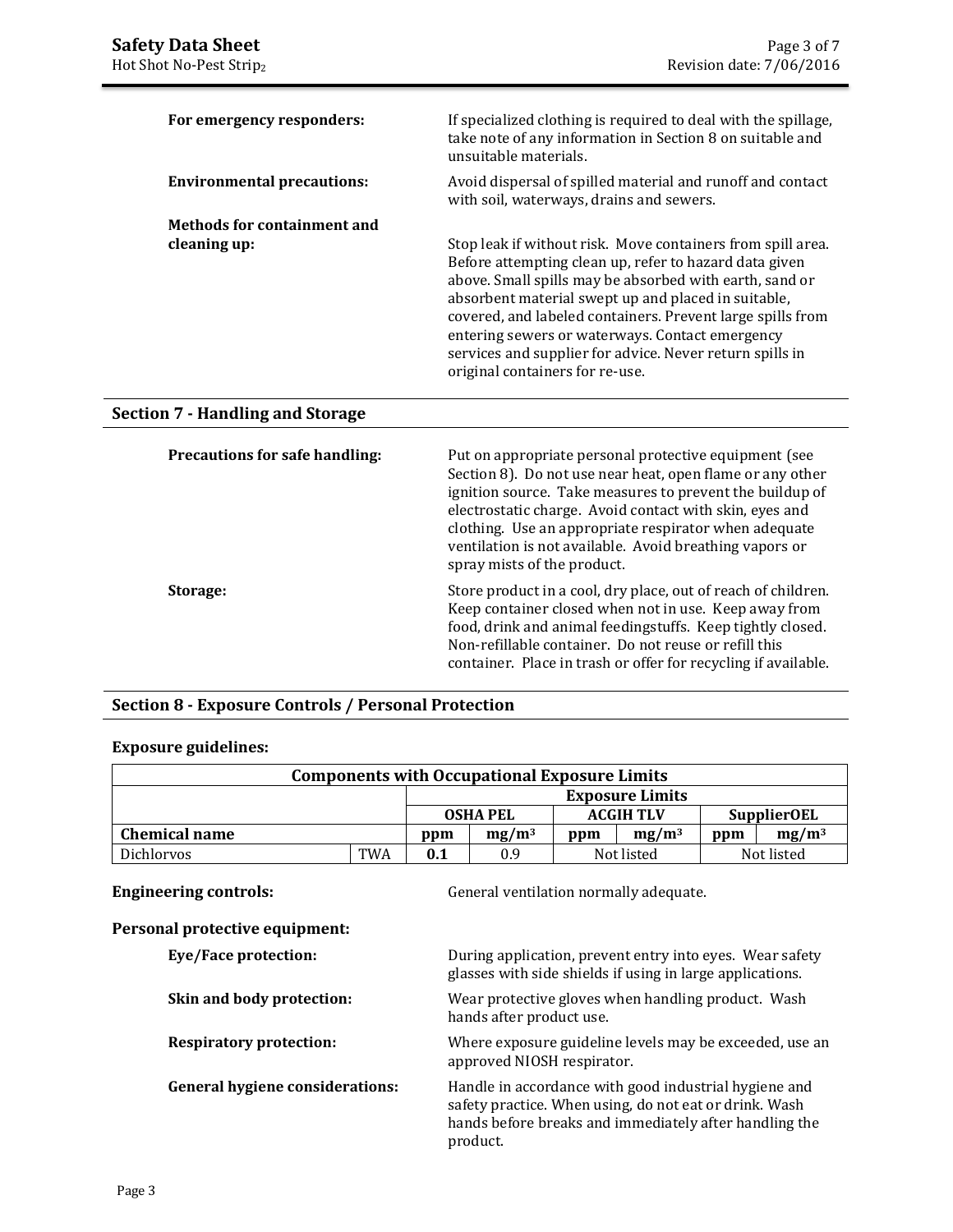**For emergency responders:** If specialized clothing is required to deal with the spillage, take note of any information in Section 8 on suitable and unsuitable materials.

**Environmental precautions:** Avoid dispersal of spilled material and runoff and contact with soil, waterways, drains and sewers.

**Methods for containment and cleaning up:** Stop leak if without risk. Move containers from spill area. Before attempting clean up, refer to hazard data given above. Small spills may be absorbed with earth, sand or absorbent material swept up and placed in suitable, covered, and labeled containers. Prevent large spills from entering sewers or waterways. Contact emergency services and supplier for advice. Never return spills in original containers for re-use.

## Section 7 - Handling and Storage

**Precautions for safe handling:** Put on appropriate personal protective equipment (see Section 8). Do not use near heat, open flame or any other ignition source. Take measures to prevent the buildup of electrostatic charge. Avoid contact with skin, eyes and clothing. Use an appropriate respirator when adequate ventilation is not available. Avoid breathing vapors or spray mists of the product.

**Storage:** Store product in a cool, dry place, out of reach of children. Keep container closed when not in use. Keep away from food, drink and animal feedingstuffs. Keep tightly closed. Non-refillable container. Do not reuse or refill this container. Place in trash or offer for recycling if available.

## Section 8 - Exposure Controls / Personal Protection

### Exposure guidelines:

| Components with Occupational Exposure Limits | | | | | | | |
|---|---|---|---|---|---|---|---|
| | | Exposure Limits | | | | | |
| | | OSHA PEL | | ACGIH TLV | | SupplierOEL | |
| **Chemical name** | | **ppm** | **$mg/m^3$** | **ppm** | **$mg/m^3$** | **ppm** | **$mg/m^3$** |
| Dichlorvos | TWA | **0.1** | 0.9 | Not listed | | Not listed | |

**Engineering controls:** General ventilation normally adequate.

### Personal protective equipment:

**Eye/Face protection:** During application, prevent entry into eyes. Wear safety glasses with side shields if using in large applications.

**Skin and body protection:** Wear protective gloves when handling product. Wash hands after product use.

**Respiratory protection:** Where exposure guideline levels may be exceeded, use an approved NIOSH respirator.

**General hygiene considerations:** Handle in accordance with good industrial hygiene and safety practice. When using, do not eat or drink. Wash hands before breaks and immediately after handling the product.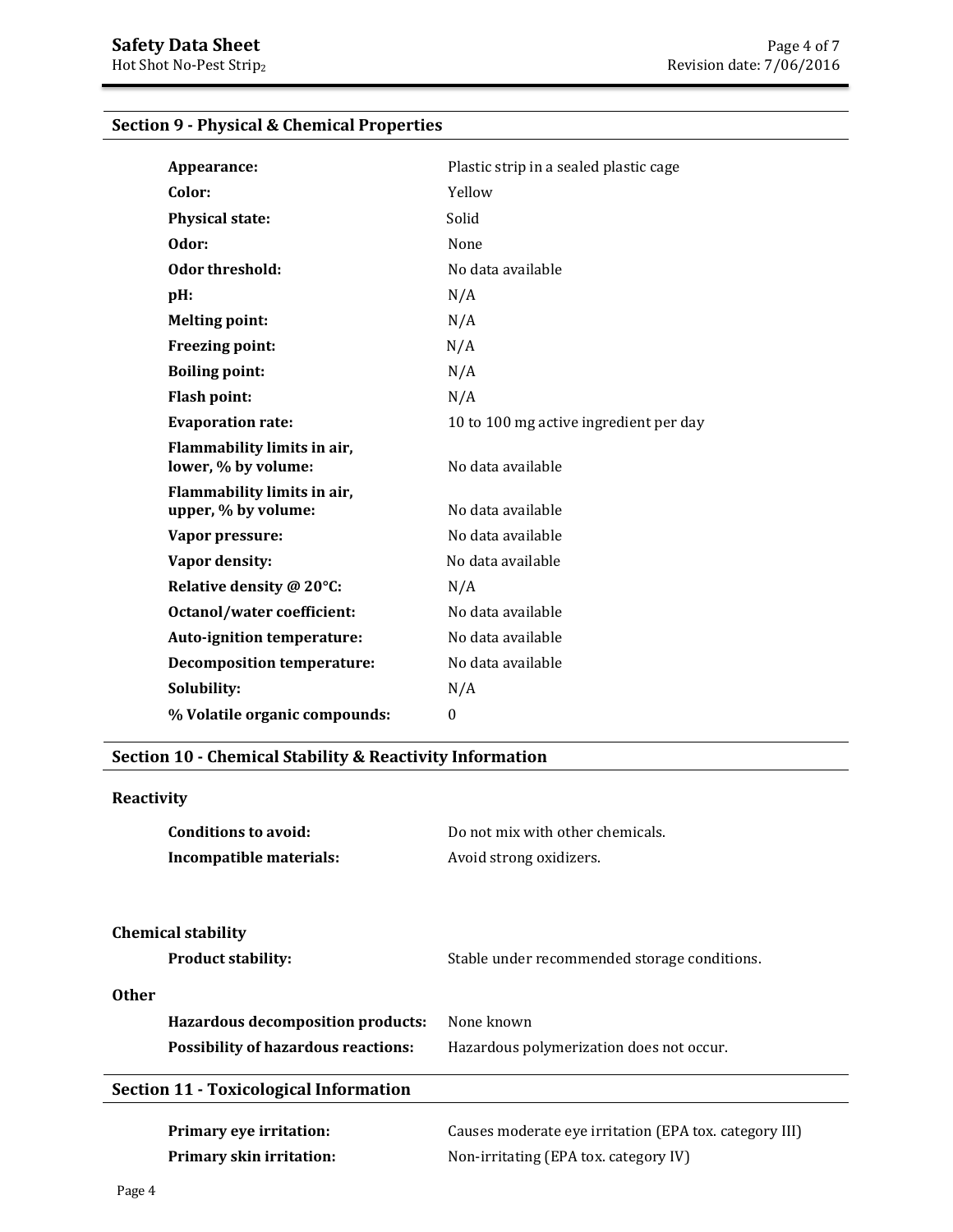## Section 9 - Physical & Chemical Properties

| | |
|---|---|
| **Appearance:** | Plastic strip in a sealed plastic cage |
| **Color:** | Yellow |
| **Physical state:** | Solid |
| **Odor:** | None |
| **Odor threshold:** | No data available |
| **pH:** | N/A |
| **Melting point:** | N/A |
| **Freezing point:** | N/A |
| **Boiling point:** | N/A |
| **Flash point:** | N/A |
| **Evaporation rate:** | 10 to 100 mg active ingredient per day |
| **Flammability limits in air, lower, % by volume:** | No data available |
| **Flammability limits in air, upper, % by volume:** | No data available |
| **Vapor pressure:** | No data available |
| **Vapor density:** | No data available |
| **Relative density @ 20°C:** | N/A |
| **Octanol/water coefficient:** | No data available |
| **Auto-ignition temperature:** | No data available |
| **Decomposition temperature:** | No data available |
| **Solubility:** | N/A |
| **% Volatile organic compounds:** | 0 |

## Section 10 - Chemical Stability & Reactivity Information

### Reactivity

| | |
|---|---|
| **Conditions to avoid:** | Do not mix with other chemicals. |
| **Incompatible materials:** | Avoid strong oxidizers. |

### Chemical stability

| | |
|---|---|
| **Product stability:** | Stable under recommended storage conditions. |

### Other

| | |
|---|---|
| **Hazardous decomposition products:** | None known |
| **Possibility of hazardous reactions:** | Hazardous polymerization does not occur. |

## Section 11 - Toxicological Information

| | |
|---|---|
| **Primary eye irritation:** | Causes moderate eye irritation (EPA tox. category III) |
| **Primary skin irritation:** | Non-irritating (EPA tox. category IV) |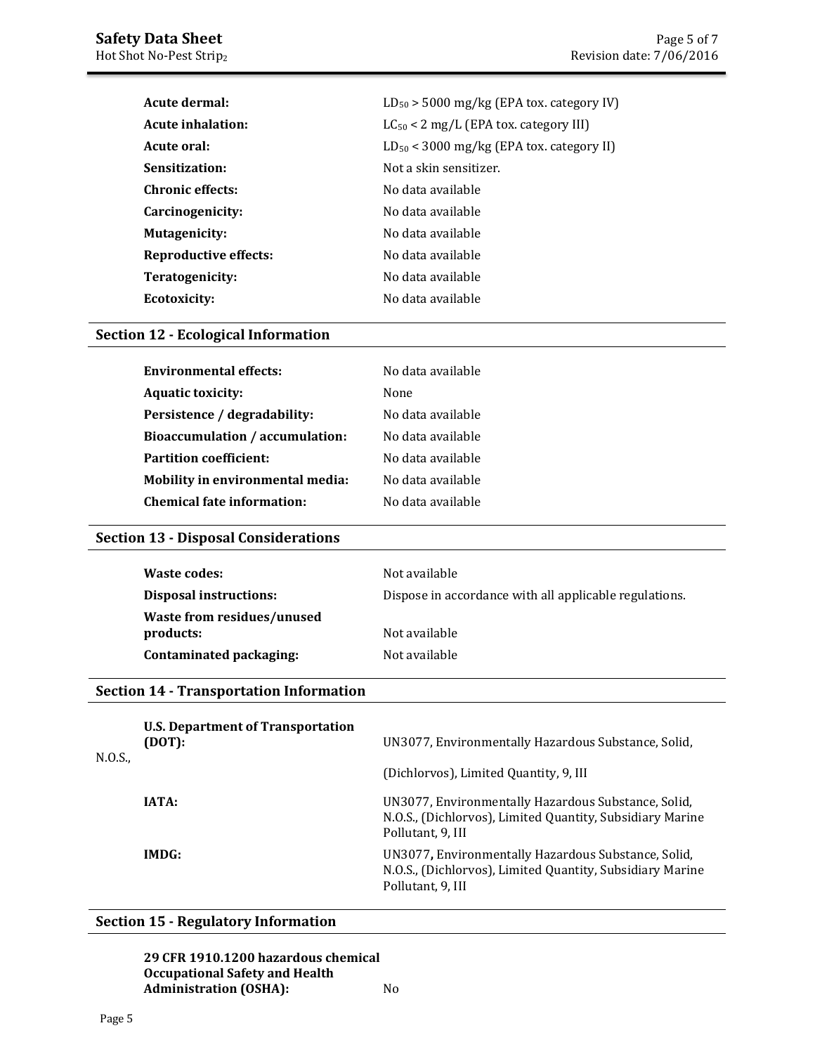| | |
|---|---|
| **Acute dermal:** | $LD_{50}$ > 5000 mg/kg (EPA tox. category IV) |
| **Acute inhalation:** | $LC_{50}$ < 2 mg/L (EPA tox. category III) |
| **Acute oral:** | $LD_{50}$ < 3000 mg/kg (EPA tox. category II) |
| **Sensitization:** | Not a skin sensitizer. |
| **Chronic effects:** | No data available |
| **Carcinogenicity:** | No data available |
| **Mutagenicity:** | No data available |
| **Reproductive effects:** | No data available |
| **Teratogenicity:** | No data available |
| **Ecotoxicity:** | No data available |

## Section 12 - Ecological Information

| | |
|---|---|
| **Environmental effects:** | No data available |
| **Aquatic toxicity:** | None |
| **Persistence / degradability:** | No data available |
| **Bioaccumulation / accumulation:** | No data available |
| **Partition coefficient:** | No data available |
| **Mobility in environmental media:** | No data available |
| **Chemical fate information:** | No data available |

## Section 13 - Disposal Considerations

| | |
|---|---|
| **Waste codes:** | Not available |
| **Disposal instructions:** | Dispose in accordance with all applicable regulations. |
| **Waste from residues/unused products:** | Not available |
| **Contaminated packaging:** | Not available |

## Section 14 - Transportation Information

| | |
|---|---|
| **U.S. Department of Transportation (DOT):** | UN3077, Environmentally Hazardous Substance, Solid, N.O.S., (Dichlorvos), Limited Quantity, 9, III |
| **IATA:** | UN3077, Environmentally Hazardous Substance, Solid, N.O.S., (Dichlorvos), Limited Quantity, Subsidiary Marine Pollutant, 9, III |
| **IMDG:** | UN3077**,** Environmentally Hazardous Substance, Solid, N.O.S., (Dichlorvos), Limited Quantity, Subsidiary Marine Pollutant, 9, III |

## Section 15 - Regulatory Information

| | |
|---|---|
| **29 CFR 1910.1200 hazardous chemical Occupational Safety and Health Administration (OSHA):** | No |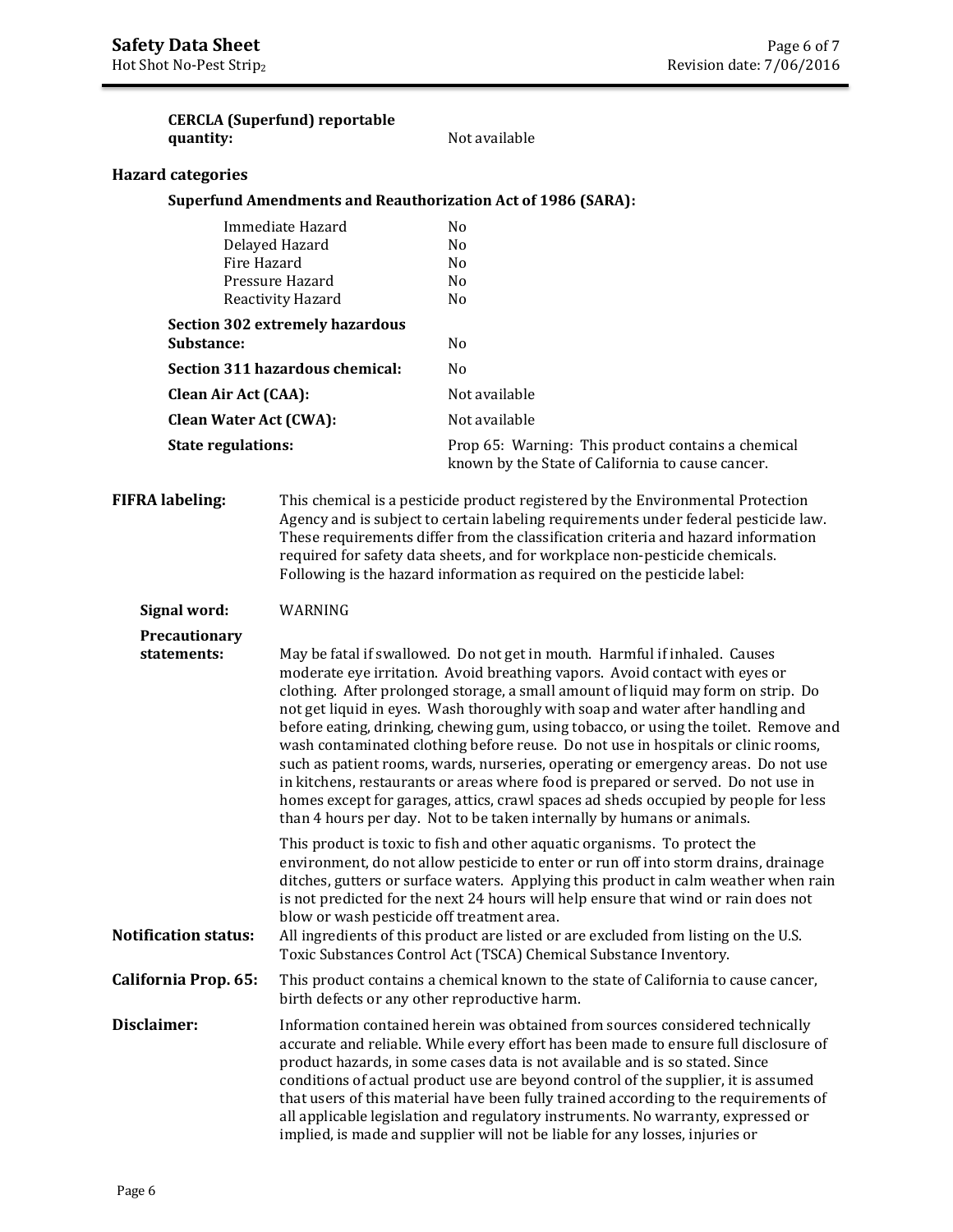**CERCLA (Superfund) reportable quantity:** Not available

**Hazard categories**

**Superfund Amendments and Reauthorization Act of 1986 (SARA):**

| | |
|---|---|
| Immediate Hazard | No |
| Delayed Hazard | No |
| Fire Hazard | No |
| Pressure Hazard | No |
| Reactivity Hazard | No |

**Section 302 extremely hazardous Substance:** No

**Section 311 hazardous chemical:** No

**Clean Air Act (CAA):** Not available

**Clean Water Act (CWA):** Not available

**State regulations:** Prop 65: Warning: This product contains a chemical known by the State of California to cause cancer.

**FIFRA labeling:** This chemical is a pesticide product registered by the Environmental Protection Agency and is subject to certain labeling requirements under federal pesticide law. These requirements differ from the classification criteria and hazard information required for safety data sheets, and for workplace non-pesticide chemicals. Following is the hazard information as required on the pesticide label:

**Signal word:** WARNING

**Precautionary statements:** May be fatal if swallowed. Do not get in mouth. Harmful if inhaled. Causes moderate eye irritation. Avoid breathing vapors. Avoid contact with eyes or clothing. After prolonged storage, a small amount of liquid may form on strip. Do not get liquid in eyes. Wash thoroughly with soap and water after handling and before eating, drinking, chewing gum, using tobacco, or using the toilet. Remove and wash contaminated clothing before reuse. Do not use in hospitals or clinic rooms, such as patient rooms, wards, nurseries, operating or emergency areas. Do not use in kitchens, restaurants or areas where food is prepared or served. Do not use in homes except for garages, attics, crawl spaces ad sheds occupied by people for less than 4 hours per day. Not to be taken internally by humans or animals.

This product is toxic to fish and other aquatic organisms. To protect the environment, do not allow pesticide to enter or run off into storm drains, drainage ditches, gutters or surface waters. Applying this product in calm weather when rain is not predicted for the next 24 hours will help ensure that wind or rain does not blow or wash pesticide off treatment area.

**Notification status:** All ingredients of this product are listed or are excluded from listing on the U.S. Toxic Substances Control Act (TSCA) Chemical Substance Inventory.

**California Prop. 65:** This product contains a chemical known to the state of California to cause cancer, birth defects or any other reproductive harm.

**Disclaimer:** Information contained herein was obtained from sources considered technically accurate and reliable. While every effort has been made to ensure full disclosure of product hazards, in some cases data is not available and is so stated. Since conditions of actual product use are beyond control of the supplier, it is assumed that users of this material have been fully trained according to the requirements of all applicable legislation and regulatory instruments. No warranty, expressed or implied, is made and supplier will not be liable for any losses, injuries or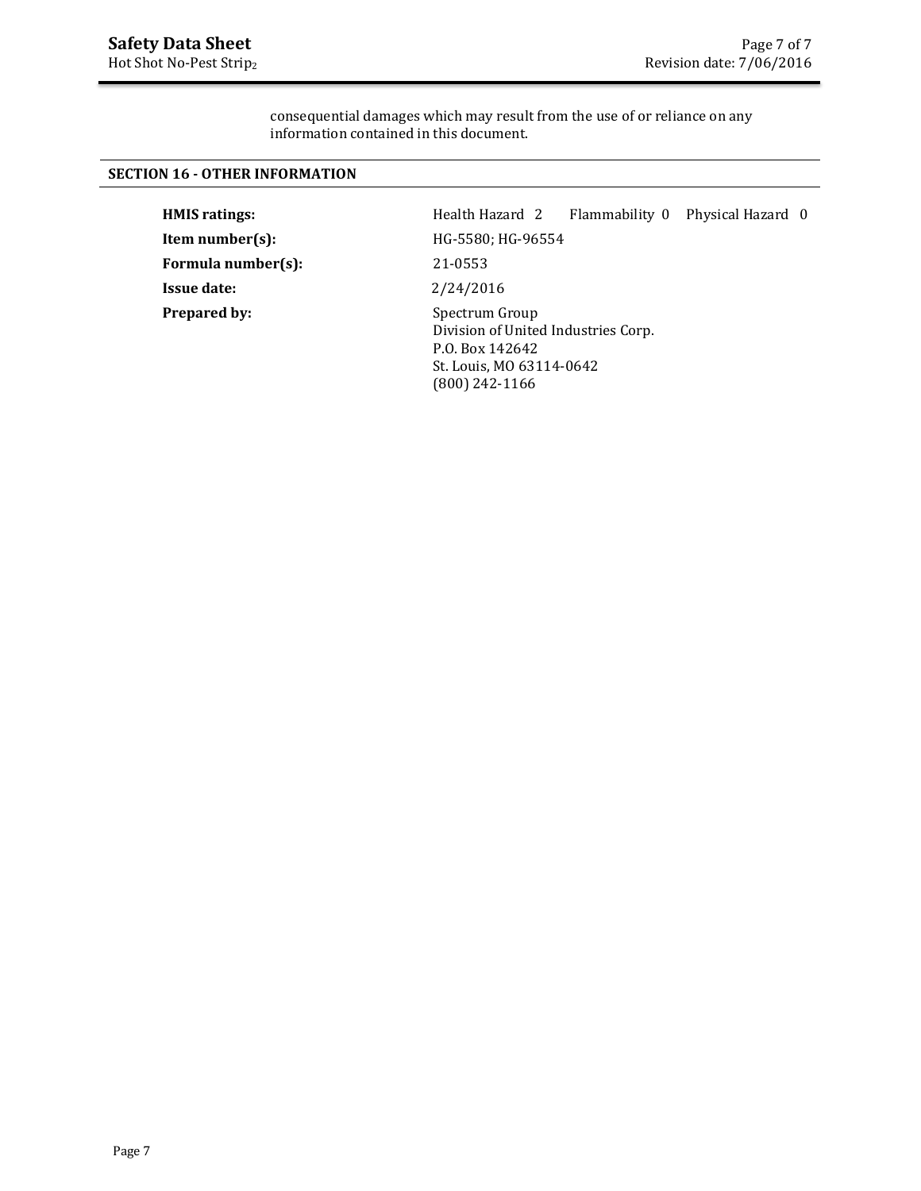consequential damages which may result from the use of or reliance on any information contained in this document.

## SECTION 16 - OTHER INFORMATION

**HMIS ratings:** Health Hazard 2 Flammability 0 Physical Hazard 0

**Item number(s):** HG-5580; HG-96554

**Formula number(s):** 21-0553

**Issue date:** 2/24/2016

**Prepared by:**
Spectrum Group
Division of United Industries Corp.
P.O. Box 142642
St. Louis, MO 63114-0642
(800) 242-1166